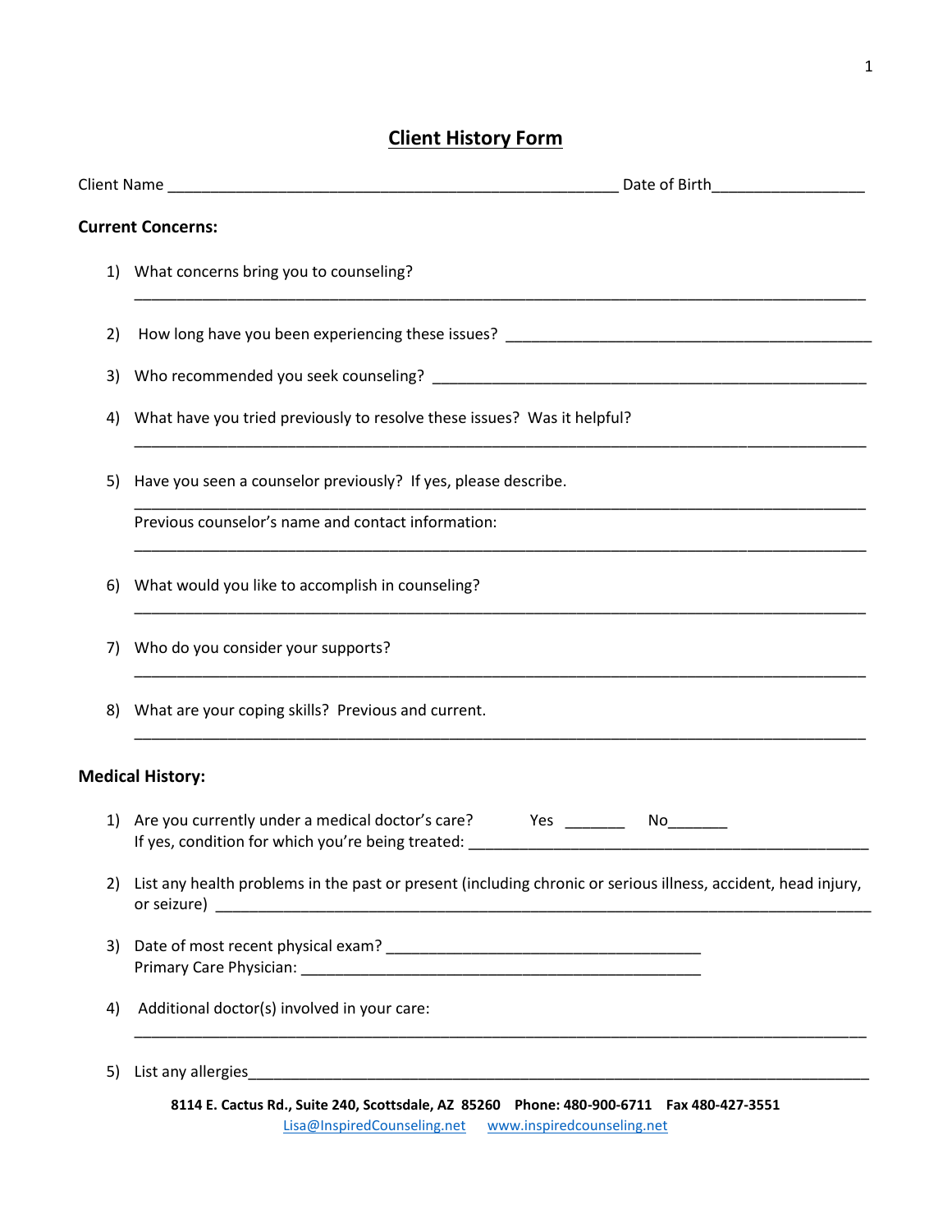# Client History Form

Client Name ____________________________________________________ Date of Birth_________________

## Current Concerns:

1) What concerns bring you to counseling?

   ______________________________________________________________________________________

2) How long have you been experiencing these issues? ___________________________________________

3) Who recommended you seek counseling? ___________________________________________________

4) What have you tried previously to resolve these issues? Was it helpful?

   ______________________________________________________________________________________

5) Have you seen a counselor previously? If yes, please describe.

   ______________________________________________________________________________________

   Previous counselor's name and contact information:

   ______________________________________________________________________________________

6) What would you like to accomplish in counseling?

   ______________________________________________________________________________________

7) Who do you consider your supports?

   ______________________________________________________________________________________

8) What are your coping skills? Previous and current.

   ______________________________________________________________________________________

## Medical History:

1) Are you currently under a medical doctor's care? Yes _______ No_______
   If yes, condition for which you're being treated: ______________________________________________

2) List any health problems in the past or present (including chronic or serious illness, accident, head injury, or seizure) ___________________________________________________________________________

3) Date of most recent physical exam? ____________________________________
   Primary Care Physician: _______________________________________________

4) Additional doctor(s) involved in your care:

   ______________________________________________________________________________________

5) List any allergies_____________________________________________________________________

**8114 E. Cactus Rd., Suite 240, Scottsdale, AZ 85260 Phone: 480-900-6711 Fax 480-427-3551**

Lisa@InspiredCounseling.net www.inspiredcounseling.net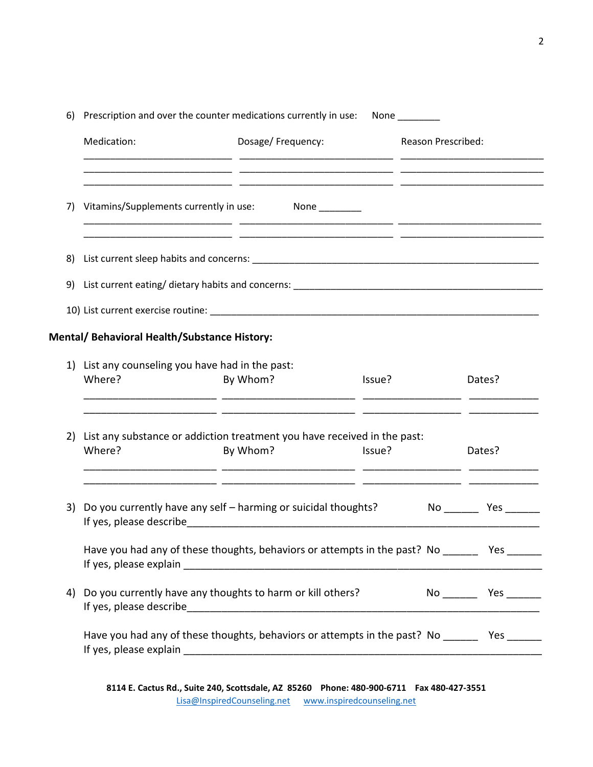6) Prescription and over the counter medications currently in use: None ________

| Medication: | Dosage/ Frequency: | Reason Prescribed: |
| --- | --- | --- |
| ___________________________ | ____________________________ | __________________________ |
| ___________________________ | ____________________________ | __________________________ |
| ___________________________ | ____________________________ | __________________________ |

7) Vitamins/Supplements currently in use: None ________

___________________________ ____________________________ __________________________

___________________________ ____________________________ __________________________

8) List current sleep habits and concerns: ______________________________________________________

9) List current eating/ dietary habits and concerns: _______________________________________________

10) List current exercise routine: ____________________________________________________________

**Mental/ Behavioral Health/Substance History:**

1) List any counseling you have had in the past:

| Where? | By Whom? | Issue? | Dates? |
| --- | --- | --- | --- |
| _______________________ | _______________________ | _________________ | ____________ |
| _______________________ | _______________________ | _________________ | ____________ |

2) List any substance or addiction treatment you have received in the past:

| Where? | By Whom? | Issue? | Dates? |
| --- | --- | --- | --- |
| _______________________ | _______________________ | _________________ | ____________ |
| _______________________ | _______________________ | _________________ | ____________ |

3) Do you currently have any self – harming or suicidal thoughts? No ______ Yes ______

If yes, please describe_____________________________________________________________

Have you had any of these thoughts, behaviors or attempts in the past? No ______ Yes ______

If yes, please explain ______________________________________________________________

4) Do you currently have any thoughts to harm or kill others? No ______ Yes ______

If yes, please describe_____________________________________________________________

Have you had any of these thoughts, behaviors or attempts in the past? No ______ Yes ______

If yes, please explain ______________________________________________________________

**8114 E. Cactus Rd., Suite 240, Scottsdale, AZ 85260 Phone: 480-900-6711 Fax 480-427-3551**

Lisa@InspiredCounseling.net www.inspiredcounseling.net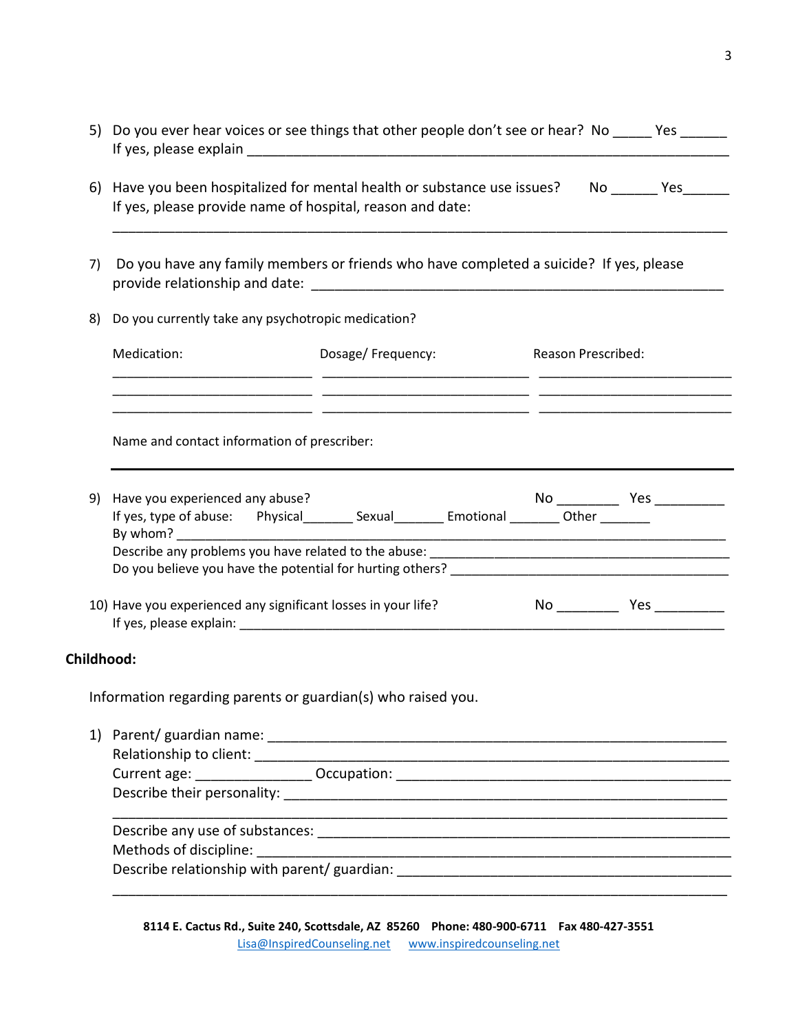5) Do you ever hear voices or see things that other people don't see or hear? No _____ Yes ______
   If yes, please explain ______________________________________________________________

6) Have you been hospitalized for mental health or substance use issues? No ______ Yes______
   If yes, please provide name of hospital, reason and date:

   ________________________________________________________________________________

7) Do you have any family members or friends who have completed a suicide? If yes, please provide relationship and date: ______________________________________________________

8) Do you currently take any psychotropic medication?

| Medication: | Dosage/ Frequency: | Reason Prescribed: |
|---|---|---|
| ___________________ | ___________________ | ___________________ |
| ___________________ | ___________________ | ___________________ |
| ___________________ | ___________________ | ___________________ |

   Name and contact information of prescriber:

   ________________________________________________________________________________

9) Have you experienced any abuse? No ________ Yes _________
   If yes, type of abuse: Physical_______ Sexual_______ Emotional _______ Other _______
   By whom? _______________________________________________________________________
   Describe any problems you have related to the abuse: _________________________________
   Do you believe you have the potential for hurting others? _____________________________

10) Have you experienced any significant losses in your life? No ________ Yes _________
    If yes, please explain: ___________________________________________________________

**Childhood:**

Information regarding parents or guardian(s) who raised you.

1) Parent/ guardian name: __________________________________________________________
   Relationship to client: ___________________________________________________________
   Current age: ______________ Occupation: _________________________________________
   Describe their personality: ________________________________________________________
   ________________________________________________________________________________
   Describe any use of substances: ____________________________________________________
   Methods of discipline: ____________________________________________________________
   Describe relationship with parent/ guardian: _________________________________________
   ________________________________________________________________________________

**8114 E. Cactus Rd., Suite 240, Scottsdale, AZ 85260 Phone: 480-900-6711 Fax 480-427-3551**
Lisa@InspiredCounseling.net www.inspiredcounseling.net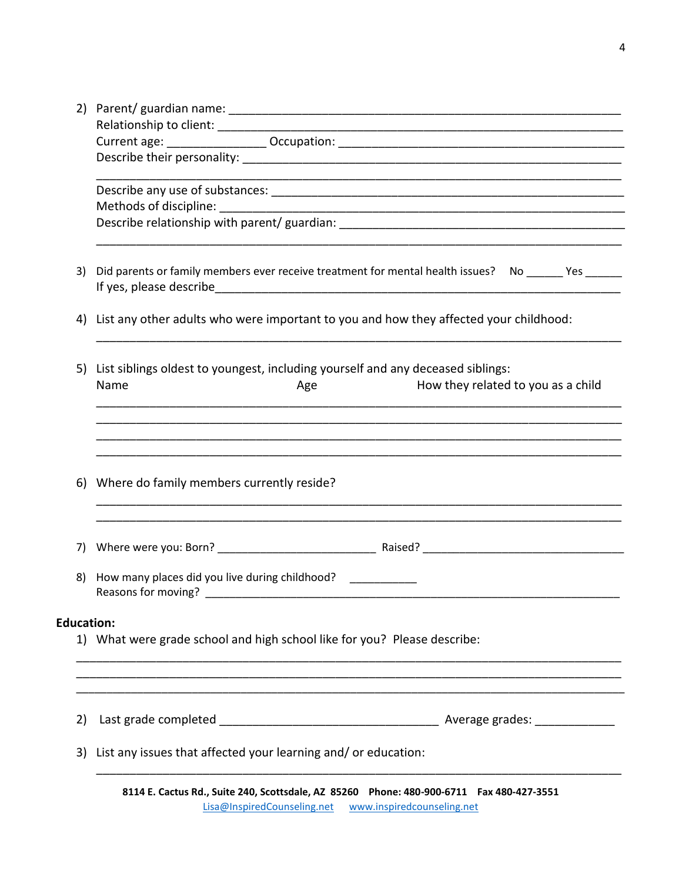2) Parent/ guardian name: ____________________________________________________________
   Relationship to client: ____________________________________________________________
   Current age: ______________ Occupation: ___________________________________________
   Describe their personality: _________________________________________________________
   ____________________________________________________________________________
   Describe any use of substances: ____________________________________________________
   Methods of discipline: _____________________________________________________________
   Describe relationship with parent/ guardian: ___________________________________________
   ____________________________________________________________________________

3) Did parents or family members ever receive treatment for mental health issues? No ______ Yes ______
   If yes, please describe____________________________________________________________

4) List any other adults who were important to you and how they affected your childhood:
   ____________________________________________________________________________

5) List siblings oldest to youngest, including yourself and any deceased siblings:

| Name | Age | How they related to you as a child |
| --- | --- | --- |
| | | |
| | | |
| | | |
| | | |

6) Where do family members currently reside?
   ____________________________________________________________________________
   ____________________________________________________________________________

7) Where were you: Born? ________________________ Raised? _______________________________

8) How many places did you live during childhood? __________
   Reasons for moving? _______________________________________________________________

**Education:**

1) What were grade school and high school like for you? Please describe:
   ____________________________________________________________________________
   ____________________________________________________________________________
   ____________________________________________________________________________

2) Last grade completed _________________________________ Average grades: ____________

3) List any issues that affected your learning and/ or education:
   ____________________________________________________________________________

**8114 E. Cactus Rd., Suite 240, Scottsdale, AZ 85260 Phone: 480-900-6711 Fax 480-427-3551**
Lisa@InspiredCounseling.net www.inspiredcounseling.net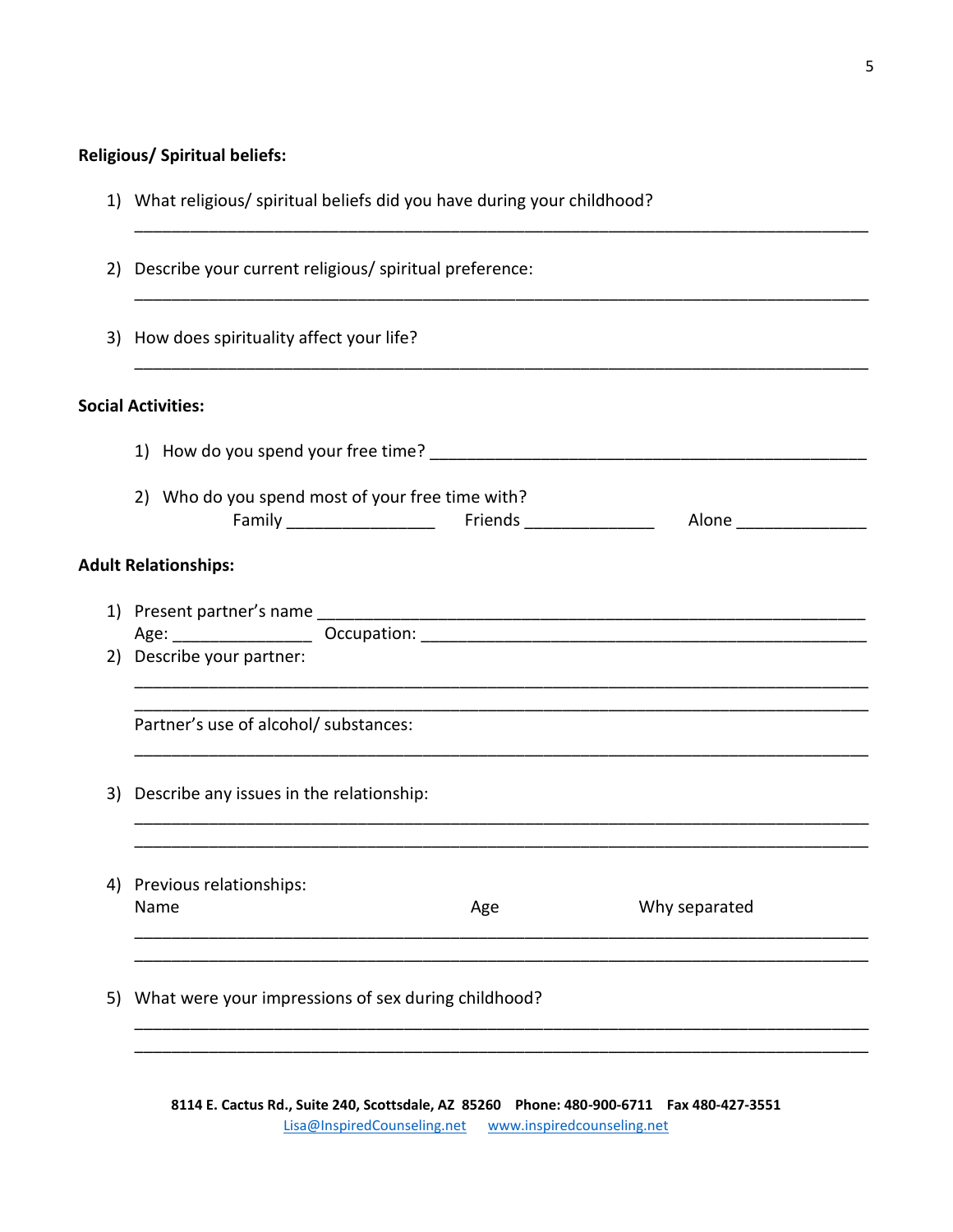**Religious/ Spiritual beliefs:**

1) What religious/ spiritual beliefs did you have during your childhood?

   ______________________________________________________________________________

2) Describe your current religious/ spiritual preference:

   ______________________________________________________________________________

3) How does spirituality affect your life?

   ______________________________________________________________________________

**Social Activities:**

1) How do you spend your free time? ______________________________________________

2) Who do you spend most of your free time with?

   Family ________________ Friends ______________ Alone ______________

**Adult Relationships:**

1) Present partner's name ____________________________________________________________

   Age: _______________ Occupation: __________________________________________________

2) Describe your partner:

   ______________________________________________________________________________

   ______________________________________________________________________________

   Partner's use of alcohol/ substances:

   ______________________________________________________________________________

3) Describe any issues in the relationship:

   ______________________________________________________________________________

   ______________________________________________________________________________

4) Previous relationships:

   Name Age Why separated

   ______________________________________________________________________________

   ______________________________________________________________________________

5) What were your impressions of sex during childhood?

   ______________________________________________________________________________

   ______________________________________________________________________________

**8114 E. Cactus Rd., Suite 240, Scottsdale, AZ 85260 Phone: 480-900-6711 Fax 480-427-3551**

Lisa@InspiredCounseling.net www.inspiredcounseling.net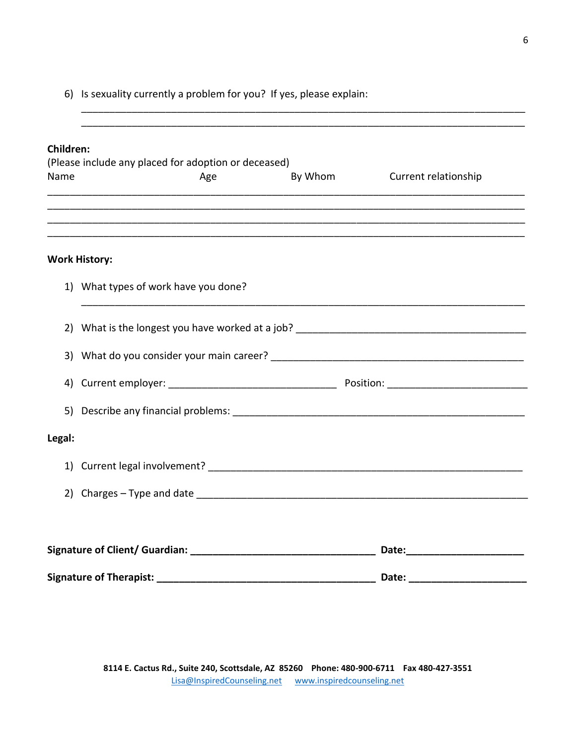6) Is sexuality currently a problem for you? If yes, please explain:

________________________________________________________________________________
________________________________________________________________________________

**Children:**

(Please include any placed for adoption or deceased)

| Name | Age | By Whom | Current relationship |
| --- | --- | --- | --- |
| | | | |
| | | | |
| | | | |
| | | | |

**Work History:**

1) What types of work have you done?

________________________________________________________________________________

2) What is the longest you have worked at a job? ________________________________________

3) What do you consider your main career? __________________________________________

4) Current employer: ____________________________ Position: ______________________

5) Describe any financial problems: _________________________________________________

**Legal:**

1) Current legal involvement? ______________________________________________________

2) Charges – Type and date _________________________________________________________

**Signature of Client/ Guardian: ______________________________ Date:____________________**

**Signature of Therapist: ____________________________________ Date: ____________________**

**8114 E. Cactus Rd., Suite 240, Scottsdale, AZ 85260 Phone: 480-900-6711 Fax 480-427-3551**

Lisa@InspiredCounseling.net www.inspiredcounseling.net